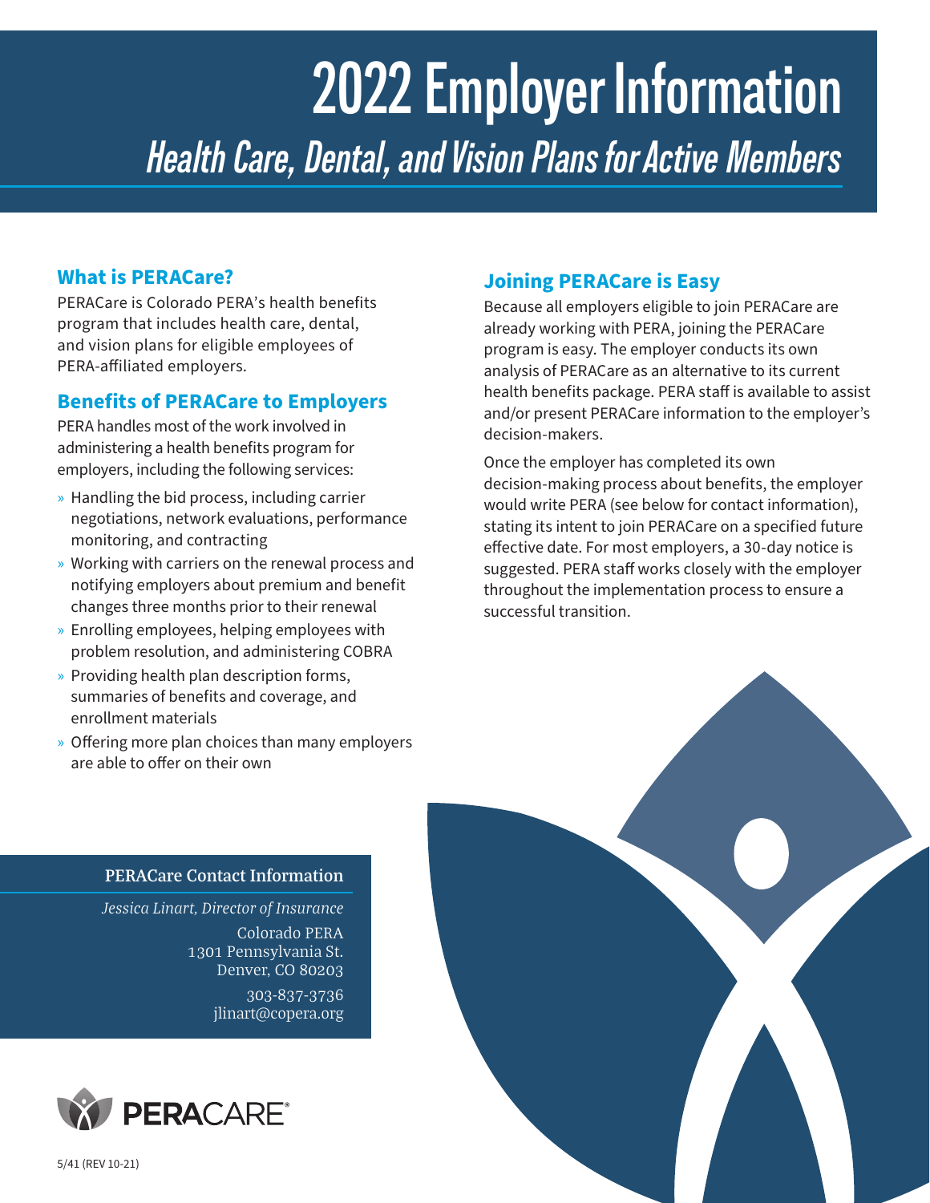# 2022 Employer Information

## *Health Care, Dental, and Vision Plans for Active Members*

### What is PERACare?

PERACare is Colorado PERA's health benefits program that includes health care, dental, and vision plans for eligible employees of PERA-affiliated employers.

### Benefits of PERACare to Employers

PERA handles most of the work involved in administering a health benefits program for employers, including the following services:

- Handling the bid process, including carrier negotiations, network evaluations, performance monitoring, and contracting
- Working with carriers on the renewal process and notifying employers about premium and benefit changes three months prior to their renewal
- Enrolling employees, helping employees with problem resolution, and administering COBRA
- Providing health plan description forms, summaries of benefits and coverage, and enrollment materials
- Offering more plan choices than many employers are able to offer on their own

### Joining PERACare is Easy

Because all employers eligible to join PERACare are already working with PERA, joining the PERACare program is easy. The employer conducts its own analysis of PERACare as an alternative to its current health benefits package. PERA staff is available to assist and/or present PERACare information to the employer's decision-makers.

Once the employer has completed its own decision-making process about benefits, the employer would write PERA (see below for contact information), stating its intent to join PERACare on a specified future effective date. For most employers, a 30-day notice is suggested. PERA staff works closely with the employer throughout the implementation process to ensure a successful transition.

### PERACare Contact Information

*Jessica Linart, Director of Insurance*

Colorado PERA
1301 Pennsylvania St.
Denver, CO 80203

303-837-3736
jlinart@copera.org

PERACARE®

5/41 (REV 10-21)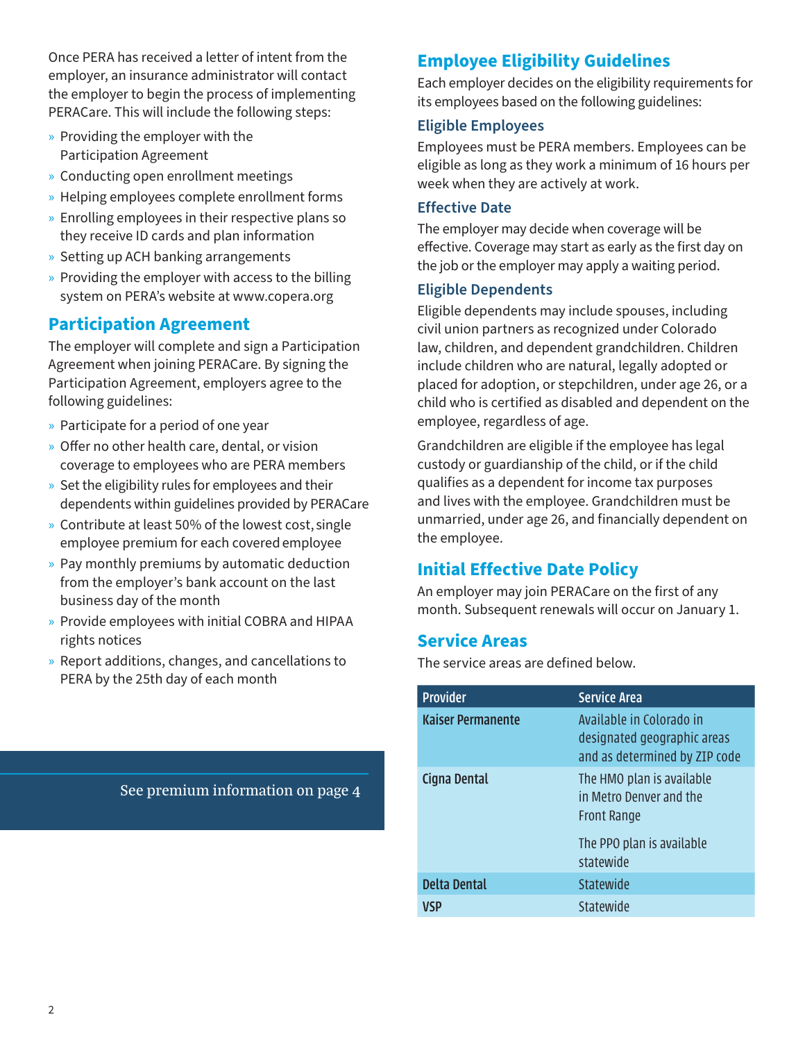Once PERA has received a letter of intent from the employer, an insurance administrator will contact the employer to begin the process of implementing PERACare. This will include the following steps:

- Providing the employer with the Participation Agreement
- Conducting open enrollment meetings
- Helping employees complete enrollment forms
- Enrolling employees in their respective plans so they receive ID cards and plan information
- Setting up ACH banking arrangements
- Providing the employer with access to the billing system on PERA's website at www.copera.org

## Participation Agreement

The employer will complete and sign a Participation Agreement when joining PERACare. By signing the Participation Agreement, employers agree to the following guidelines:

- Participate for a period of one year
- Offer no other health care, dental, or vision coverage to employees who are PERA members
- Set the eligibility rules for employees and their dependents within guidelines provided by PERACare
- Contribute at least 50% of the lowest cost, single employee premium for each covered employee
- Pay monthly premiums by automatic deduction from the employer's bank account on the last business day of the month
- Provide employees with initial COBRA and HIPAA rights notices
- Report additions, changes, and cancellations to PERA by the 25th day of each month

See premium information on page 4

## Employee Eligibility Guidelines

Each employer decides on the eligibility requirements for its employees based on the following guidelines:

### Eligible Employees

Employees must be PERA members. Employees can be eligible as long as they work a minimum of 16 hours per week when they are actively at work.

### Effective Date

The employer may decide when coverage will be effective. Coverage may start as early as the first day on the job or the employer may apply a waiting period.

### Eligible Dependents

Eligible dependents may include spouses, including civil union partners as recognized under Colorado law, children, and dependent grandchildren. Children include children who are natural, legally adopted or placed for adoption, or stepchildren, under age 26, or a child who is certified as disabled and dependent on the employee, regardless of age.

Grandchildren are eligible if the employee has legal custody or guardianship of the child, or if the child qualifies as a dependent for income tax purposes and lives with the employee. Grandchildren must be unmarried, under age 26, and financially dependent on the employee.

## Initial Effective Date Policy

An employer may join PERACare on the first of any month. Subsequent renewals will occur on January 1.

## Service Areas

The service areas are defined below.

| Provider | Service Area |
| --- | --- |
| Kaiser Permanente | Available in Colorado in designated geographic areas and as determined by ZIP code |
| Cigna Dental | The HMO plan is available in Metro Denver and the Front Range<br><br>The PPO plan is available statewide |
| Delta Dental | Statewide |
| VSP | Statewide |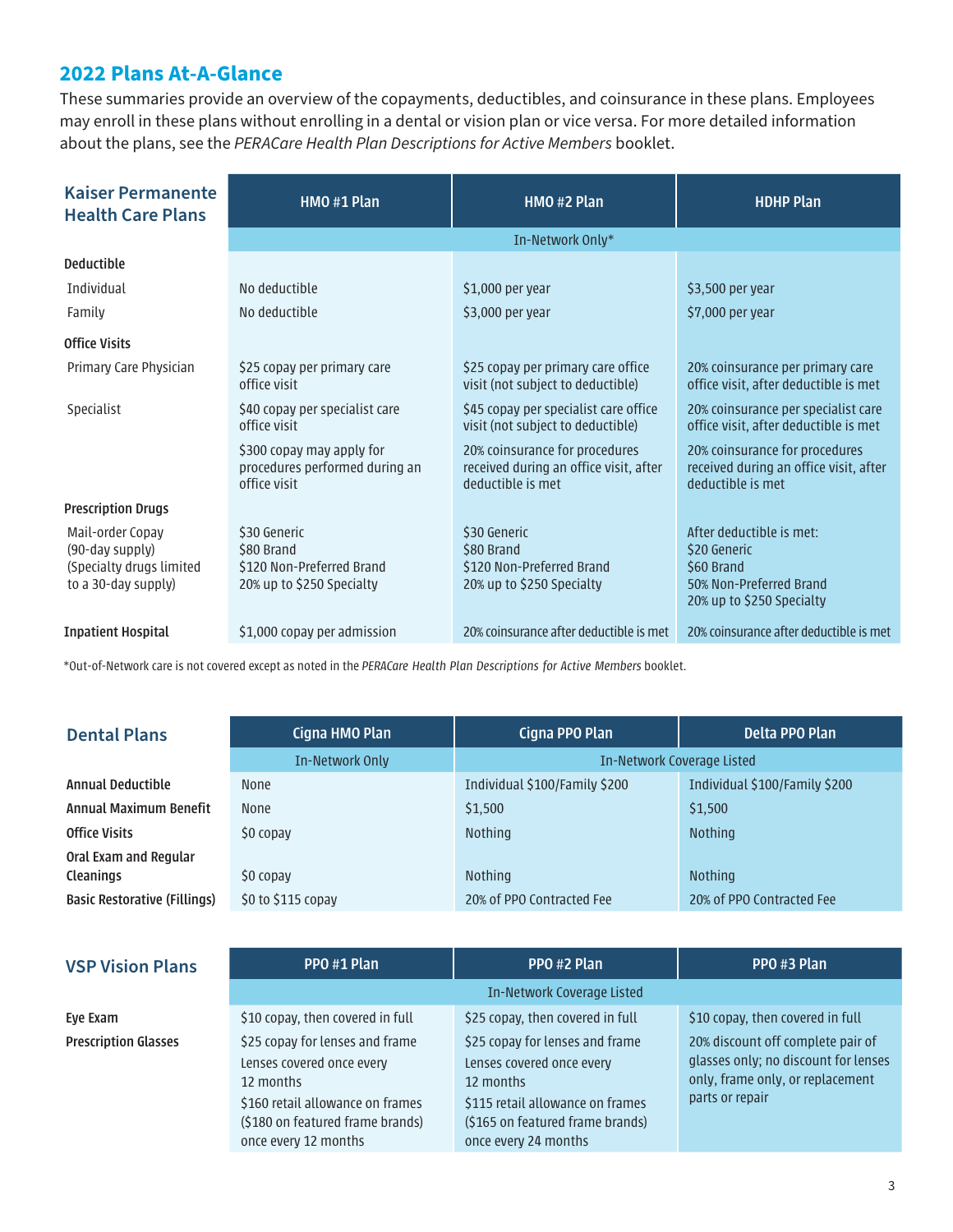## 2022 Plans At-A-Glance

These summaries provide an overview of the copayments, deductibles, and coinsurance in these plans. Employees may enroll in these plans without enrolling in a dental or vision plan or vice versa. For more detailed information about the plans, see the *PERACare Health Plan Descriptions for Active Members* booklet.

| Kaiser Permanente Health Care Plans | HMO #1 Plan | HMO #2 Plan | HDHP Plan |
|---|---|---|---|
| | In-Network Only* | | |
| **Deductible** | | | |
| Individual | No deductible | $1,000 per year | $3,500 per year |
| Family | No deductible | $3,000 per year | $7,000 per year |
| **Office Visits** | | | |
| Primary Care Physician | $25 copay per primary care office visit | $25 copay per primary care office visit (not subject to deductible) | 20% coinsurance per primary care office visit, after deductible is met |
| Specialist | $40 copay per specialist care office visit | $45 copay per specialist care office visit (not subject to deductible) | 20% coinsurance per specialist care office visit, after deductible is met |
| | $300 copay may apply for procedures performed during an office visit | 20% coinsurance for procedures received during an office visit, after deductible is met | 20% coinsurance for procedures received during an office visit, after deductible is met |
| **Prescription Drugs** | | | |
| Mail-order Copay (90-day supply) (Specialty drugs limited to a 30-day supply) | $30 Generic<br>$80 Brand<br>$120 Non-Preferred Brand<br>20% up to $250 Specialty | $30 Generic<br>$80 Brand<br>$120 Non-Preferred Brand<br>20% up to $250 Specialty | After deductible is met:<br>$20 Generic<br>$60 Brand<br>50% Non-Preferred Brand<br>20% up to $250 Specialty |
| **Inpatient Hospital** | $1,000 copay per admission | 20% coinsurance after deductible is met | 20% coinsurance after deductible is met |

*Out-of-Network care is not covered except as noted in the *PERACare Health Plan Descriptions for Active Members* booklet.

| Dental Plans | Cigna HMO Plan | Cigna PPO Plan | Delta PPO Plan |
|---|---|---|---|
| | In-Network Only | In-Network Coverage Listed | |
| **Annual Deductible** | None | Individual $100/Family $200 | Individual $100/Family $200 |
| **Annual Maximum Benefit** | None | $1,500 | $1,500 |
| **Office Visits** | $0 copay | Nothing | Nothing |
| **Oral Exam and Regular Cleanings** | $0 copay | Nothing | Nothing |
| **Basic Restorative (Fillings)** | $0 to $115 copay | 20% of PPO Contracted Fee | 20% of PPO Contracted Fee |

| VSP Vision Plans | PPO #1 Plan | PPO #2 Plan | PPO #3 Plan |
|---|---|---|---|
| | In-Network Coverage Listed | | |
| **Eye Exam** | $10 copay, then covered in full | $25 copay, then covered in full | $10 copay, then covered in full |
| **Prescription Glasses** | $25 copay for lenses and frame<br>Lenses covered once every 12 months<br>$160 retail allowance on frames ($180 on featured frame brands) once every 12 months | $25 copay for lenses and frame<br>Lenses covered once every 12 months<br>$115 retail allowance on frames ($165 on featured frame brands) once every 24 months | 20% discount off complete pair of glasses only; no discount for lenses only, frame only, or replacement parts or repair |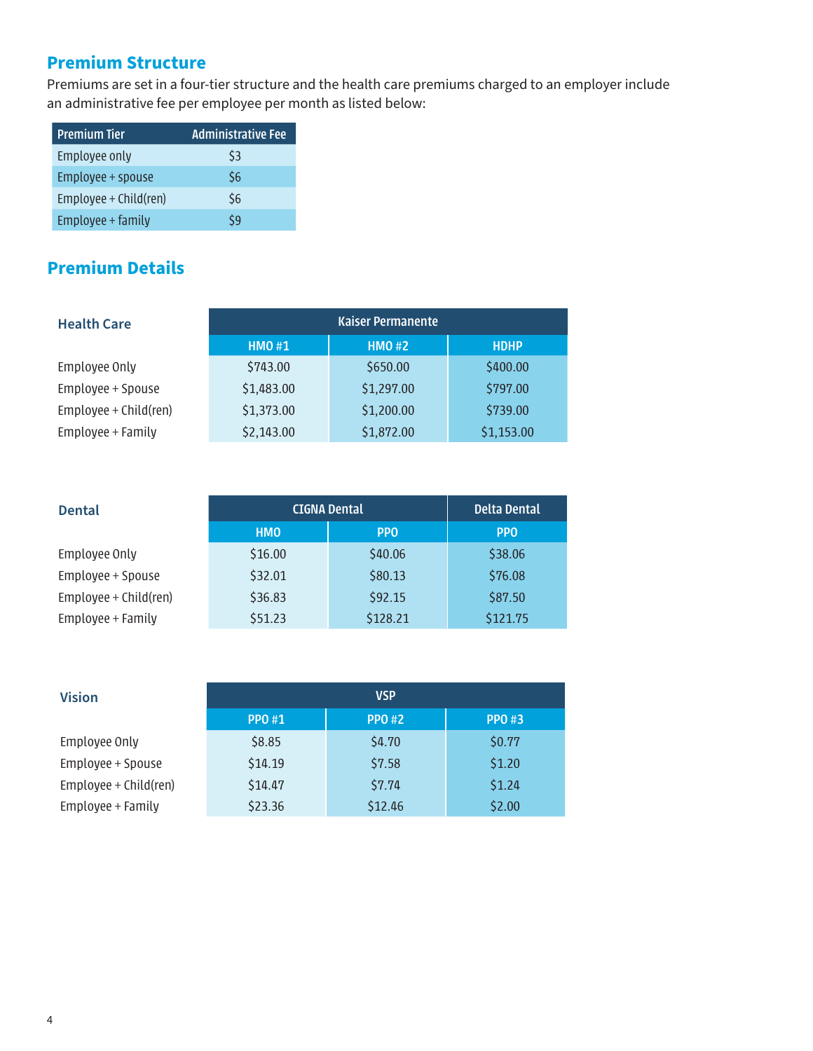## Premium Structure

Premiums are set in a four-tier structure and the health care premiums charged to an employer include an administrative fee per employee per month as listed below:

| Premium Tier | Administrative Fee |
|---|---|
| Employee only | $3 |
| Employee + spouse | $6 |
| Employee + Child(ren) | $6 |
| Employee + family | $9 |

## Premium Details

| Health Care | Kaiser Permanente | | |
|---|---|---|---|
| | HMO #1 | HMO #2 | HDHP |
| Employee Only | $743.00 | $650.00 | $400.00 |
| Employee + Spouse | $1,483.00 | $1,297.00 | $797.00 |
| Employee + Child(ren) | $1,373.00 | $1,200.00 | $739.00 |
| Employee + Family | $2,143.00 | $1,872.00 | $1,153.00 |

| Dental | CIGNA Dental | | Delta Dental |
|---|---|---|---|
| | HMO | PPO | PPO |
| Employee Only | $16.00 | $40.06 | $38.06 |
| Employee + Spouse | $32.01 | $80.13 | $76.08 |
| Employee + Child(ren) | $36.83 | $92.15 | $87.50 |
| Employee + Family | $51.23 | $128.21 | $121.75 |

| Vision | VSP | | |
|---|---|---|---|
| | PPO #1 | PPO #2 | PPO #3 |
| Employee Only | $8.85 | $4.70 | $0.77 |
| Employee + Spouse | $14.19 | $7.58 | $1.20 |
| Employee + Child(ren) | $14.47 | $7.74 | $1.24 |
| Employee + Family | $23.36 | $12.46 | $2.00 |